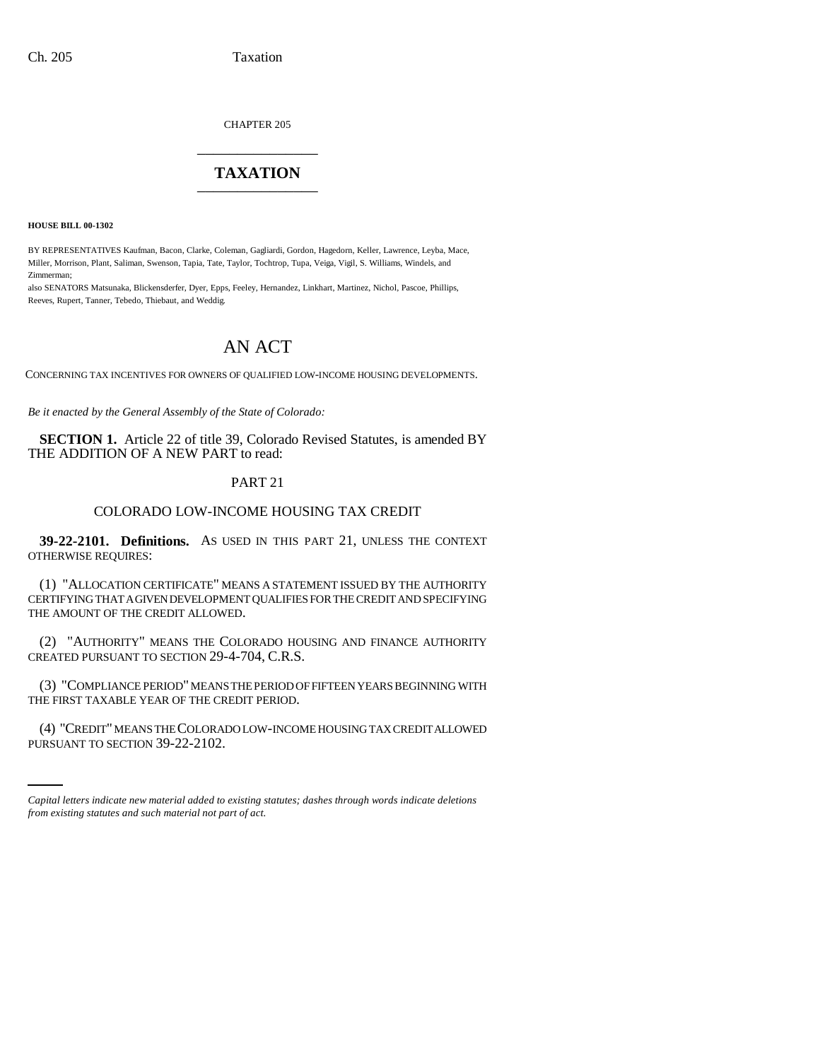CHAPTER 205

# TAXATION

**HOUSE BILL 00-1302**

BY REPRESENTATIVES Kaufman, Bacon, Clarke, Coleman, Gagliardi, Gordon, Hagedorn, Keller, Lawrence, Leyba, Mace, Miller, Morrison, Plant, Saliman, Swenson, Tapia, Tate, Taylor, Tochtrop, Tupa, Veiga, Vigil, S. Williams, Windels, and Zimmerman;

also SENATORS Matsunaka, Blickensderfer, Dyer, Epps, Feeley, Hernandez, Linkhart, Martinez, Nichol, Pascoe, Phillips, Reeves, Rupert, Tanner, Tebedo, Thiebaut, and Weddig.

# AN ACT

CONCERNING TAX INCENTIVES FOR OWNERS OF QUALIFIED LOW-INCOME HOUSING DEVELOPMENTS.

*Be it enacted by the General Assembly of the State of Colorado:*

**SECTION 1.** Article 22 of title 39, Colorado Revised Statutes, is amended BY THE ADDITION OF A NEW PART to read:

PART 21

COLORADO LOW-INCOME HOUSING TAX CREDIT

**39-22-2101. Definitions.** AS USED IN THIS PART 21, UNLESS THE CONTEXT OTHERWISE REQUIRES:

(1) "ALLOCATION CERTIFICATE" MEANS A STATEMENT ISSUED BY THE AUTHORITY CERTIFYING THAT A GIVEN DEVELOPMENT QUALIFIES FOR THE CREDIT AND SPECIFYING THE AMOUNT OF THE CREDIT ALLOWED.

(2) "AUTHORITY" MEANS THE COLORADO HOUSING AND FINANCE AUTHORITY CREATED PURSUANT TO SECTION 29-4-704, C.R.S.

(3) "COMPLIANCE PERIOD" MEANS THE PERIOD OF FIFTEEN YEARS BEGINNING WITH THE FIRST TAXABLE YEAR OF THE CREDIT PERIOD.

(4) "CREDIT" MEANS THE COLORADO LOW-INCOME HOUSING TAX CREDIT ALLOWED PURSUANT TO SECTION 39-22-2102.

*Capital letters indicate new material added to existing statutes; dashes through words indicate deletions from existing statutes and such material not part of act.*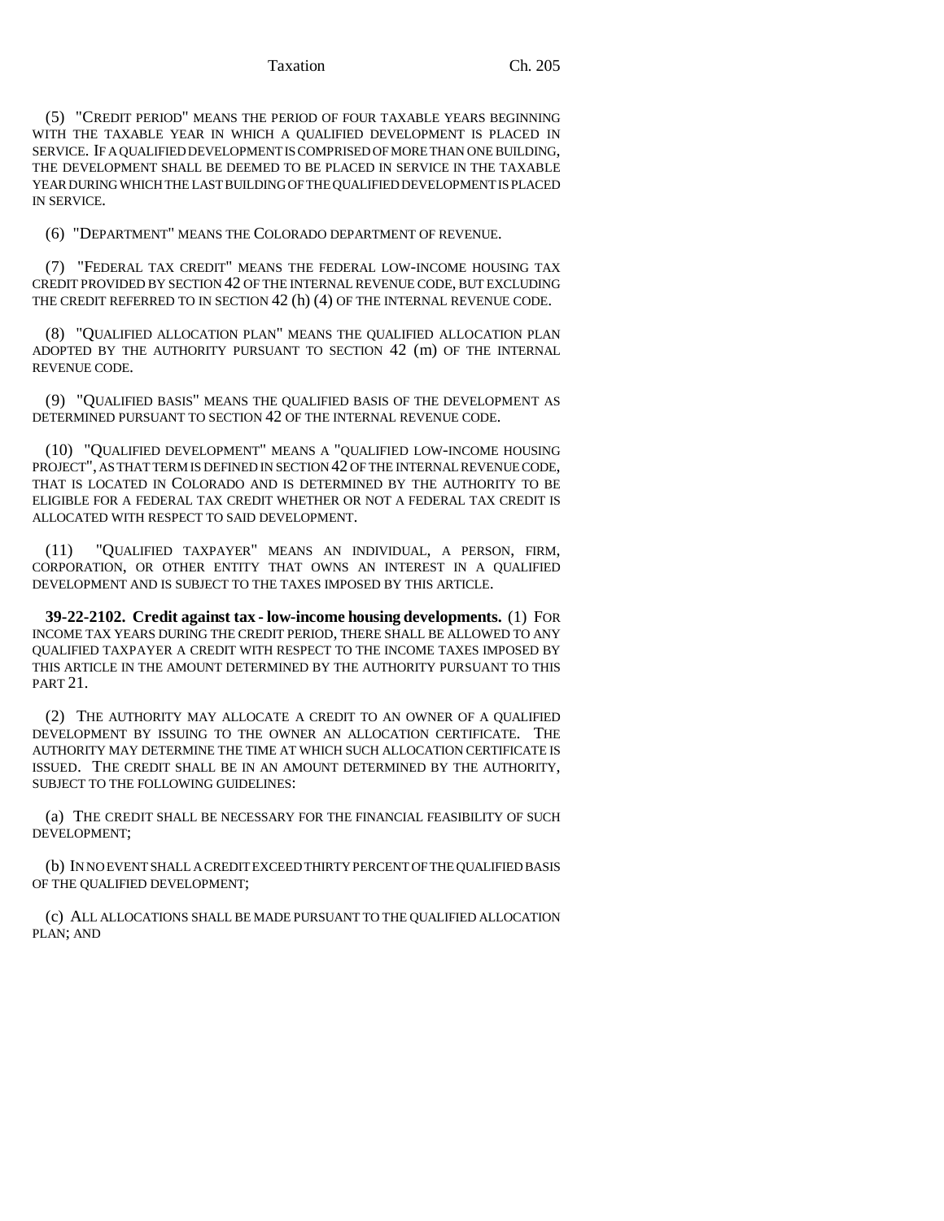(5) "CREDIT PERIOD" MEANS THE PERIOD OF FOUR TAXABLE YEARS BEGINNING WITH THE TAXABLE YEAR IN WHICH A QUALIFIED DEVELOPMENT IS PLACED IN SERVICE. IF A QUALIFIED DEVELOPMENT IS COMPRISED OF MORE THAN ONE BUILDING, THE DEVELOPMENT SHALL BE DEEMED TO BE PLACED IN SERVICE IN THE TAXABLE YEAR DURING WHICH THE LAST BUILDING OF THE QUALIFIED DEVELOPMENT IS PLACED IN SERVICE.

(6) "DEPARTMENT" MEANS THE COLORADO DEPARTMENT OF REVENUE.

(7) "FEDERAL TAX CREDIT" MEANS THE FEDERAL LOW-INCOME HOUSING TAX CREDIT PROVIDED BY SECTION 42 OF THE INTERNAL REVENUE CODE, BUT EXCLUDING THE CREDIT REFERRED TO IN SECTION 42 (h) (4) OF THE INTERNAL REVENUE CODE.

(8) "QUALIFIED ALLOCATION PLAN" MEANS THE QUALIFIED ALLOCATION PLAN ADOPTED BY THE AUTHORITY PURSUANT TO SECTION 42 (m) OF THE INTERNAL REVENUE CODE.

(9) "QUALIFIED BASIS" MEANS THE QUALIFIED BASIS OF THE DEVELOPMENT AS DETERMINED PURSUANT TO SECTION 42 OF THE INTERNAL REVENUE CODE.

(10) "QUALIFIED DEVELOPMENT" MEANS A "QUALIFIED LOW-INCOME HOUSING PROJECT", AS THAT TERM IS DEFINED IN SECTION 42 OF THE INTERNAL REVENUE CODE, THAT IS LOCATED IN COLORADO AND IS DETERMINED BY THE AUTHORITY TO BE ELIGIBLE FOR A FEDERAL TAX CREDIT WHETHER OR NOT A FEDERAL TAX CREDIT IS ALLOCATED WITH RESPECT TO SAID DEVELOPMENT.

(11) "QUALIFIED TAXPAYER" MEANS AN INDIVIDUAL, A PERSON, FIRM, CORPORATION, OR OTHER ENTITY THAT OWNS AN INTEREST IN A QUALIFIED DEVELOPMENT AND IS SUBJECT TO THE TAXES IMPOSED BY THIS ARTICLE.

**39-22-2102. Credit against tax - low-income housing developments.** (1) FOR INCOME TAX YEARS DURING THE CREDIT PERIOD, THERE SHALL BE ALLOWED TO ANY QUALIFIED TAXPAYER A CREDIT WITH RESPECT TO THE INCOME TAXES IMPOSED BY THIS ARTICLE IN THE AMOUNT DETERMINED BY THE AUTHORITY PURSUANT TO THIS PART 21.

(2) THE AUTHORITY MAY ALLOCATE A CREDIT TO AN OWNER OF A QUALIFIED DEVELOPMENT BY ISSUING TO THE OWNER AN ALLOCATION CERTIFICATE. THE AUTHORITY MAY DETERMINE THE TIME AT WHICH SUCH ALLOCATION CERTIFICATE IS ISSUED. THE CREDIT SHALL BE IN AN AMOUNT DETERMINED BY THE AUTHORITY, SUBJECT TO THE FOLLOWING GUIDELINES:

(a) THE CREDIT SHALL BE NECESSARY FOR THE FINANCIAL FEASIBILITY OF SUCH DEVELOPMENT;

(b) IN NO EVENT SHALL A CREDIT EXCEED THIRTY PERCENT OF THE QUALIFIED BASIS OF THE QUALIFIED DEVELOPMENT;

(c) ALL ALLOCATIONS SHALL BE MADE PURSUANT TO THE QUALIFIED ALLOCATION PLAN; AND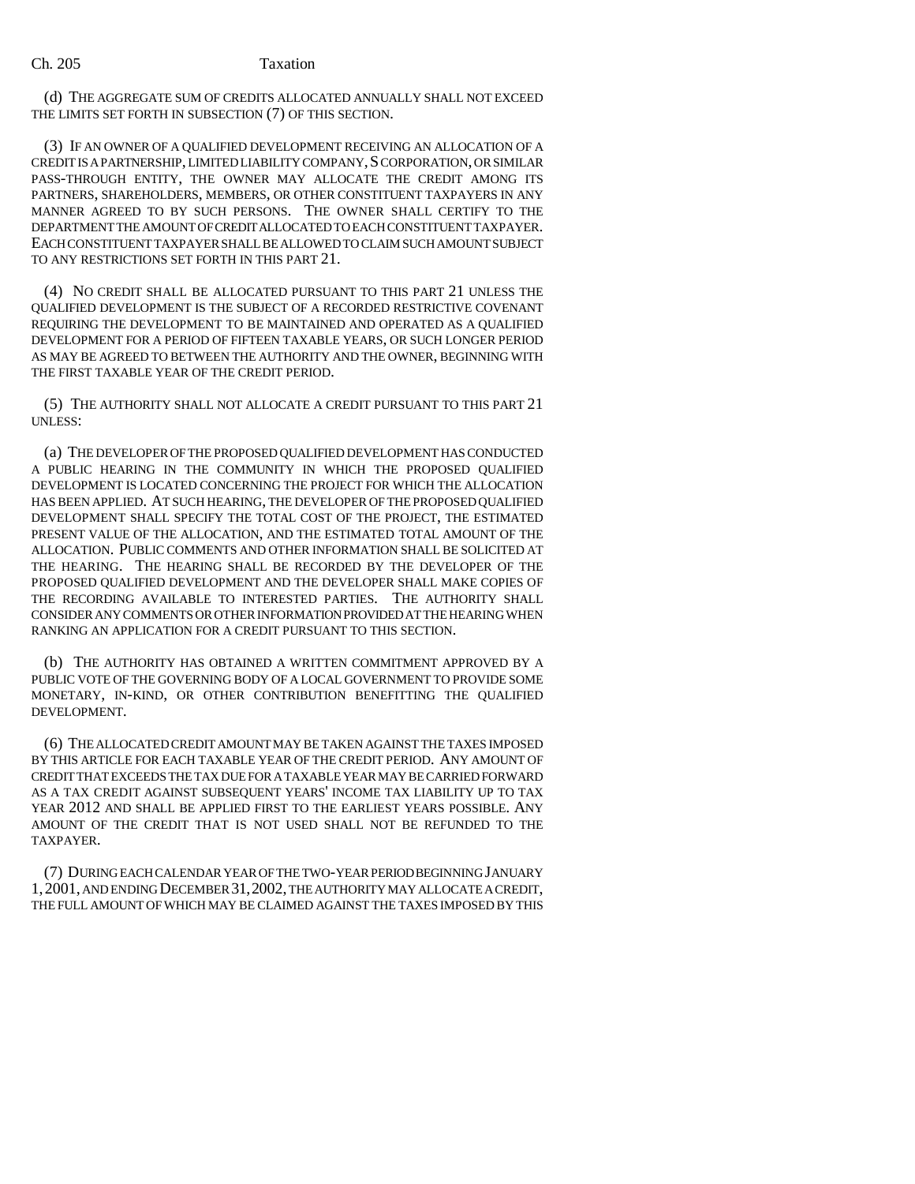(d) THE AGGREGATE SUM OF CREDITS ALLOCATED ANNUALLY SHALL NOT EXCEED THE LIMITS SET FORTH IN SUBSECTION (7) OF THIS SECTION.

(3) IF AN OWNER OF A QUALIFIED DEVELOPMENT RECEIVING AN ALLOCATION OF A CREDIT IS A PARTNERSHIP, LIMITED LIABILITY COMPANY, S CORPORATION, OR SIMILAR PASS-THROUGH ENTITY, THE OWNER MAY ALLOCATE THE CREDIT AMONG ITS PARTNERS, SHAREHOLDERS, MEMBERS, OR OTHER CONSTITUENT TAXPAYERS IN ANY MANNER AGREED TO BY SUCH PERSONS. THE OWNER SHALL CERTIFY TO THE DEPARTMENT THE AMOUNT OF CREDIT ALLOCATED TO EACH CONSTITUENT TAXPAYER. EACH CONSTITUENT TAXPAYER SHALL BE ALLOWED TO CLAIM SUCH AMOUNT SUBJECT TO ANY RESTRICTIONS SET FORTH IN THIS PART 21.

(4) NO CREDIT SHALL BE ALLOCATED PURSUANT TO THIS PART 21 UNLESS THE QUALIFIED DEVELOPMENT IS THE SUBJECT OF A RECORDED RESTRICTIVE COVENANT REQUIRING THE DEVELOPMENT TO BE MAINTAINED AND OPERATED AS A QUALIFIED DEVELOPMENT FOR A PERIOD OF FIFTEEN TAXABLE YEARS, OR SUCH LONGER PERIOD AS MAY BE AGREED TO BETWEEN THE AUTHORITY AND THE OWNER, BEGINNING WITH THE FIRST TAXABLE YEAR OF THE CREDIT PERIOD.

(5) THE AUTHORITY SHALL NOT ALLOCATE A CREDIT PURSUANT TO THIS PART 21 UNLESS:

(a) THE DEVELOPER OF THE PROPOSED QUALIFIED DEVELOPMENT HAS CONDUCTED A PUBLIC HEARING IN THE COMMUNITY IN WHICH THE PROPOSED QUALIFIED DEVELOPMENT IS LOCATED CONCERNING THE PROJECT FOR WHICH THE ALLOCATION HAS BEEN APPLIED. AT SUCH HEARING, THE DEVELOPER OF THE PROPOSED QUALIFIED DEVELOPMENT SHALL SPECIFY THE TOTAL COST OF THE PROJECT, THE ESTIMATED PRESENT VALUE OF THE ALLOCATION, AND THE ESTIMATED TOTAL AMOUNT OF THE ALLOCATION. PUBLIC COMMENTS AND OTHER INFORMATION SHALL BE SOLICITED AT THE HEARING. THE HEARING SHALL BE RECORDED BY THE DEVELOPER OF THE PROPOSED QUALIFIED DEVELOPMENT AND THE DEVELOPER SHALL MAKE COPIES OF THE RECORDING AVAILABLE TO INTERESTED PARTIES. THE AUTHORITY SHALL CONSIDER ANY COMMENTS OR OTHER INFORMATION PROVIDED AT THE HEARING WHEN RANKING AN APPLICATION FOR A CREDIT PURSUANT TO THIS SECTION.

(b) THE AUTHORITY HAS OBTAINED A WRITTEN COMMITMENT APPROVED BY A PUBLIC VOTE OF THE GOVERNING BODY OF A LOCAL GOVERNMENT TO PROVIDE SOME MONETARY, IN-KIND, OR OTHER CONTRIBUTION BENEFITTING THE QUALIFIED DEVELOPMENT.

(6) THE ALLOCATED CREDIT AMOUNT MAY BE TAKEN AGAINST THE TAXES IMPOSED BY THIS ARTICLE FOR EACH TAXABLE YEAR OF THE CREDIT PERIOD. ANY AMOUNT OF CREDIT THAT EXCEEDS THE TAX DUE FOR A TAXABLE YEAR MAY BE CARRIED FORWARD AS A TAX CREDIT AGAINST SUBSEQUENT YEARS' INCOME TAX LIABILITY UP TO TAX YEAR 2012 AND SHALL BE APPLIED FIRST TO THE EARLIEST YEARS POSSIBLE. ANY AMOUNT OF THE CREDIT THAT IS NOT USED SHALL NOT BE REFUNDED TO THE TAXPAYER.

(7) DURING EACH CALENDAR YEAR OF THE TWO-YEAR PERIOD BEGINNING JANUARY 1, 2001, AND ENDING DECEMBER 31, 2002, THE AUTHORITY MAY ALLOCATE A CREDIT, THE FULL AMOUNT OF WHICH MAY BE CLAIMED AGAINST THE TAXES IMPOSED BY THIS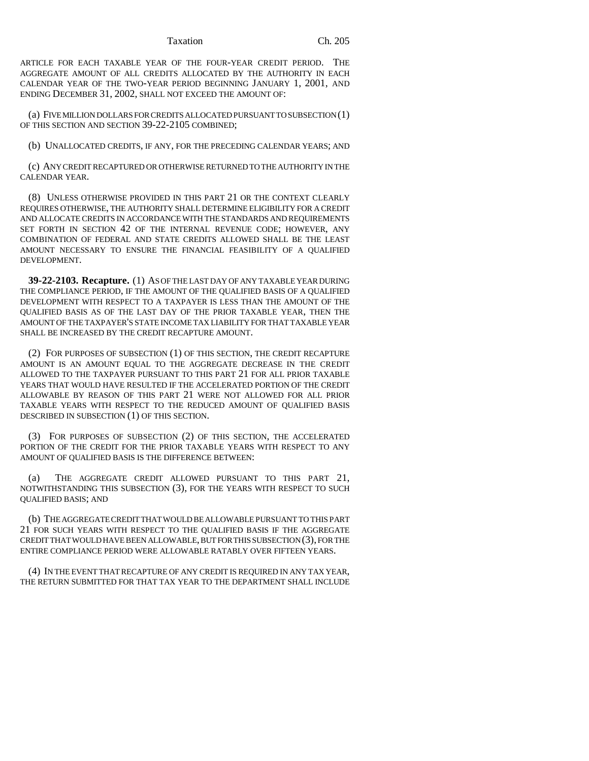ARTICLE FOR EACH TAXABLE YEAR OF THE FOUR-YEAR CREDIT PERIOD. THE AGGREGATE AMOUNT OF ALL CREDITS ALLOCATED BY THE AUTHORITY IN EACH CALENDAR YEAR OF THE TWO-YEAR PERIOD BEGINNING JANUARY 1, 2001, AND ENDING DECEMBER 31, 2002, SHALL NOT EXCEED THE AMOUNT OF:

(a) FIVE MILLION DOLLARS FOR CREDITS ALLOCATED PURSUANT TO SUBSECTION (1) OF THIS SECTION AND SECTION 39-22-2105 COMBINED;

(b) UNALLOCATED CREDITS, IF ANY, FOR THE PRECEDING CALENDAR YEARS; AND

(c) ANY CREDIT RECAPTURED OR OTHERWISE RETURNED TO THE AUTHORITY IN THE CALENDAR YEAR.

(8) UNLESS OTHERWISE PROVIDED IN THIS PART 21 OR THE CONTEXT CLEARLY REQUIRES OTHERWISE, THE AUTHORITY SHALL DETERMINE ELIGIBILITY FOR A CREDIT AND ALLOCATE CREDITS IN ACCORDANCE WITH THE STANDARDS AND REQUIREMENTS SET FORTH IN SECTION 42 OF THE INTERNAL REVENUE CODE; HOWEVER, ANY COMBINATION OF FEDERAL AND STATE CREDITS ALLOWED SHALL BE THE LEAST AMOUNT NECESSARY TO ENSURE THE FINANCIAL FEASIBILITY OF A QUALIFIED DEVELOPMENT.

**39-22-2103. Recapture.** (1) AS OF THE LAST DAY OF ANY TAXABLE YEAR DURING THE COMPLIANCE PERIOD, IF THE AMOUNT OF THE QUALIFIED BASIS OF A QUALIFIED DEVELOPMENT WITH RESPECT TO A TAXPAYER IS LESS THAN THE AMOUNT OF THE QUALIFIED BASIS AS OF THE LAST DAY OF THE PRIOR TAXABLE YEAR, THEN THE AMOUNT OF THE TAXPAYER'S STATE INCOME TAX LIABILITY FOR THAT TAXABLE YEAR SHALL BE INCREASED BY THE CREDIT RECAPTURE AMOUNT.

(2) FOR PURPOSES OF SUBSECTION (1) OF THIS SECTION, THE CREDIT RECAPTURE AMOUNT IS AN AMOUNT EQUAL TO THE AGGREGATE DECREASE IN THE CREDIT ALLOWED TO THE TAXPAYER PURSUANT TO THIS PART 21 FOR ALL PRIOR TAXABLE YEARS THAT WOULD HAVE RESULTED IF THE ACCELERATED PORTION OF THE CREDIT ALLOWABLE BY REASON OF THIS PART 21 WERE NOT ALLOWED FOR ALL PRIOR TAXABLE YEARS WITH RESPECT TO THE REDUCED AMOUNT OF QUALIFIED BASIS DESCRIBED IN SUBSECTION (1) OF THIS SECTION.

(3) FOR PURPOSES OF SUBSECTION (2) OF THIS SECTION, THE ACCELERATED PORTION OF THE CREDIT FOR THE PRIOR TAXABLE YEARS WITH RESPECT TO ANY AMOUNT OF QUALIFIED BASIS IS THE DIFFERENCE BETWEEN:

(a) THE AGGREGATE CREDIT ALLOWED PURSUANT TO THIS PART 21, NOTWITHSTANDING THIS SUBSECTION (3), FOR THE YEARS WITH RESPECT TO SUCH QUALIFIED BASIS; AND

(b) THE AGGREGATE CREDIT THAT WOULD BE ALLOWABLE PURSUANT TO THIS PART 21 FOR SUCH YEARS WITH RESPECT TO THE QUALIFIED BASIS IF THE AGGREGATE CREDIT THAT WOULD HAVE BEEN ALLOWABLE, BUT FOR THIS SUBSECTION (3), FOR THE ENTIRE COMPLIANCE PERIOD WERE ALLOWABLE RATABLY OVER FIFTEEN YEARS.

(4) IN THE EVENT THAT RECAPTURE OF ANY CREDIT IS REQUIRED IN ANY TAX YEAR, THE RETURN SUBMITTED FOR THAT TAX YEAR TO THE DEPARTMENT SHALL INCLUDE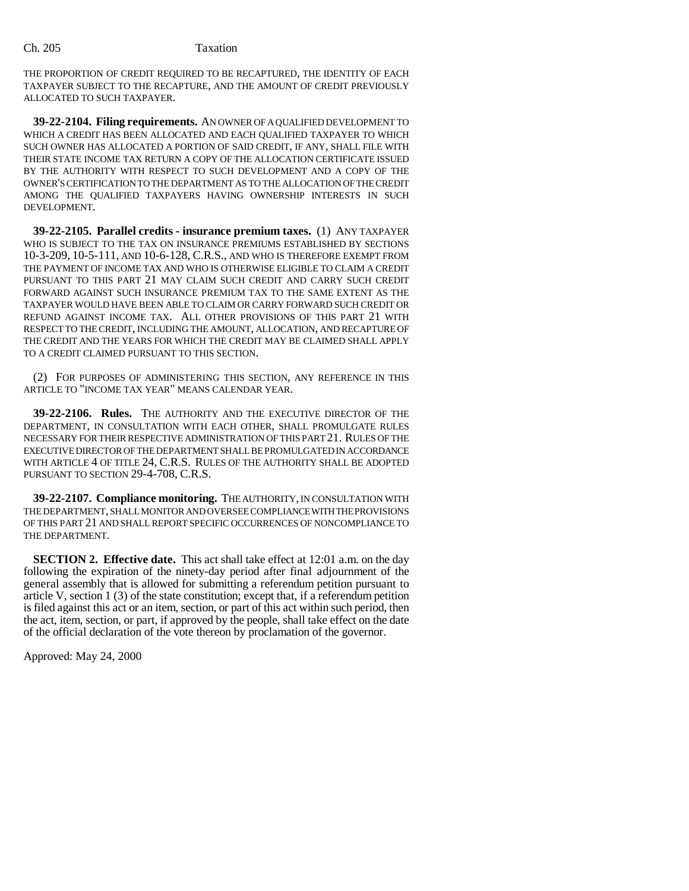THE PROPORTION OF CREDIT REQUIRED TO BE RECAPTURED, THE IDENTITY OF EACH TAXPAYER SUBJECT TO THE RECAPTURE, AND THE AMOUNT OF CREDIT PREVIOUSLY ALLOCATED TO SUCH TAXPAYER.

**39-22-2104. Filing requirements.** AN OWNER OF A QUALIFIED DEVELOPMENT TO WHICH A CREDIT HAS BEEN ALLOCATED AND EACH QUALIFIED TAXPAYER TO WHICH SUCH OWNER HAS ALLOCATED A PORTION OF SAID CREDIT, IF ANY, SHALL FILE WITH THEIR STATE INCOME TAX RETURN A COPY OF THE ALLOCATION CERTIFICATE ISSUED BY THE AUTHORITY WITH RESPECT TO SUCH DEVELOPMENT AND A COPY OF THE OWNER'S CERTIFICATION TO THE DEPARTMENT AS TO THE ALLOCATION OF THE CREDIT AMONG THE QUALIFIED TAXPAYERS HAVING OWNERSHIP INTERESTS IN SUCH DEVELOPMENT.

**39-22-2105. Parallel credits - insurance premium taxes.** (1) ANY TAXPAYER WHO IS SUBJECT TO THE TAX ON INSURANCE PREMIUMS ESTABLISHED BY SECTIONS 10-3-209, 10-5-111, AND 10-6-128, C.R.S., AND WHO IS THEREFORE EXEMPT FROM THE PAYMENT OF INCOME TAX AND WHO IS OTHERWISE ELIGIBLE TO CLAIM A CREDIT PURSUANT TO THIS PART 21 MAY CLAIM SUCH CREDIT AND CARRY SUCH CREDIT FORWARD AGAINST SUCH INSURANCE PREMIUM TAX TO THE SAME EXTENT AS THE TAXPAYER WOULD HAVE BEEN ABLE TO CLAIM OR CARRY FORWARD SUCH CREDIT OR REFUND AGAINST INCOME TAX. ALL OTHER PROVISIONS OF THIS PART 21 WITH RESPECT TO THE CREDIT, INCLUDING THE AMOUNT, ALLOCATION, AND RECAPTURE OF THE CREDIT AND THE YEARS FOR WHICH THE CREDIT MAY BE CLAIMED SHALL APPLY TO A CREDIT CLAIMED PURSUANT TO THIS SECTION.

(2) FOR PURPOSES OF ADMINISTERING THIS SECTION, ANY REFERENCE IN THIS ARTICLE TO "INCOME TAX YEAR" MEANS CALENDAR YEAR.

**39-22-2106. Rules.** THE AUTHORITY AND THE EXECUTIVE DIRECTOR OF THE DEPARTMENT, IN CONSULTATION WITH EACH OTHER, SHALL PROMULGATE RULES NECESSARY FOR THEIR RESPECTIVE ADMINISTRATION OF THIS PART 21. RULES OF THE EXECUTIVE DIRECTOR OF THE DEPARTMENT SHALL BE PROMULGATED IN ACCORDANCE WITH ARTICLE 4 OF TITLE 24, C.R.S. RULES OF THE AUTHORITY SHALL BE ADOPTED PURSUANT TO SECTION 29-4-708, C.R.S.

**39-22-2107. Compliance monitoring.** THE AUTHORITY, IN CONSULTATION WITH THE DEPARTMENT, SHALL MONITOR AND OVERSEE COMPLIANCE WITH THE PROVISIONS OF THIS PART 21 AND SHALL REPORT SPECIFIC OCCURRENCES OF NONCOMPLIANCE TO THE DEPARTMENT.

**SECTION 2. Effective date.** This act shall take effect at 12:01 a.m. on the day following the expiration of the ninety-day period after final adjournment of the general assembly that is allowed for submitting a referendum petition pursuant to article V, section 1 (3) of the state constitution; except that, if a referendum petition is filed against this act or an item, section, or part of this act within such period, then the act, item, section, or part, if approved by the people, shall take effect on the date of the official declaration of the vote thereon by proclamation of the governor.

Approved: May 24, 2000